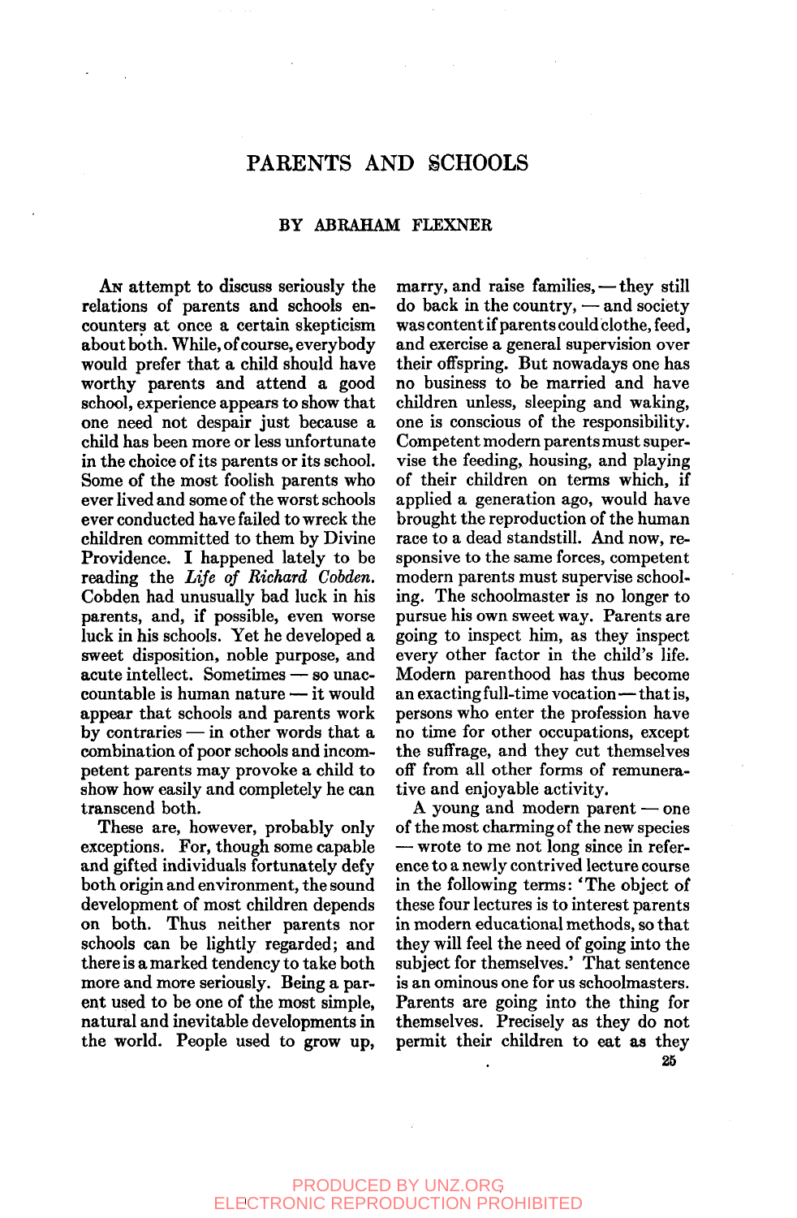# PARENTS AND SCHOOLS

### BY ABRAHAM FLEXNER

An attempt to discuss seriously the relations of parents and schools encounters at once a certain skepticism about both. While, of course, everybody would prefer that a child should have worthy parents and attend a good school, experience appears to show that one need not despair just because a child has been more or less unfortunate in the choice of its parents or its school. Some of the most foolish parents who ever lived and some of the worst schools ever conducted have failed to wreck the children committed to them by Divine Providence. I happened lately to be reading the *Life of Richard Cobden.* Cobden had unusually bad luck in his parents, and, if possible, even worse luck in his schools. Yet he developed a sweet disposition, noble purpose, and acute intellect. Sometimes — so unaccountable is human nature — it would appear that schools and parents work by contraries — in other words that a combination of poor schools and incompetent parents may provoke a child to show how easily and completely he can transcend both.

These are, however, probably only exceptions. For, though some capable and gifted individuals fortunately defy both origin and environment, the sound development of most children depends on both. Thus neither parents nor schools can be lightly regarded; and there is a marked tendency to take both more and more seriously. Being a parent used to be one of the most simple, natural and inevitable developments in the world. People used to grow up, marry, and raise families, — they still do back in the country, — and society was content if parents could clothe, feed, and exercise a general supervision over their offspring. But nowadays one has no business to be married and have children unless, sleeping and waking, one is conscious of the responsibility. Competent modern parents must supervise the feeding, housing, and playing of their children on terms which, if applied a generation ago, would have brought the reproduction of the human race to a dead standstill. And now, responsive to the same forces, competent modern parents must supervise schooling. The schoolmaster is no longer to pursue his own sweet way. Parents are going to inspect him, as they inspect every other factor in the child's life. Modern parenthood has thus become an exacting full-time vocation — that is, persons who enter the profession have no time for other occupations, except the suffrage, and they cut themselves off from all other forms of remunerative and enjoyable activity.

A young and modern parent — one of the most charming of the new species — wrote to me not long since in reference to a newly contrived lecture course in the following terms: 'The object of these four lectures is to interest parents in modern educational methods, so that they will feel the need of going into the subject for themselves.' That sentence is an ominous one for us schoolmasters. Parents are going into the thing for themselves. Precisely as they do not permit their children to eat as they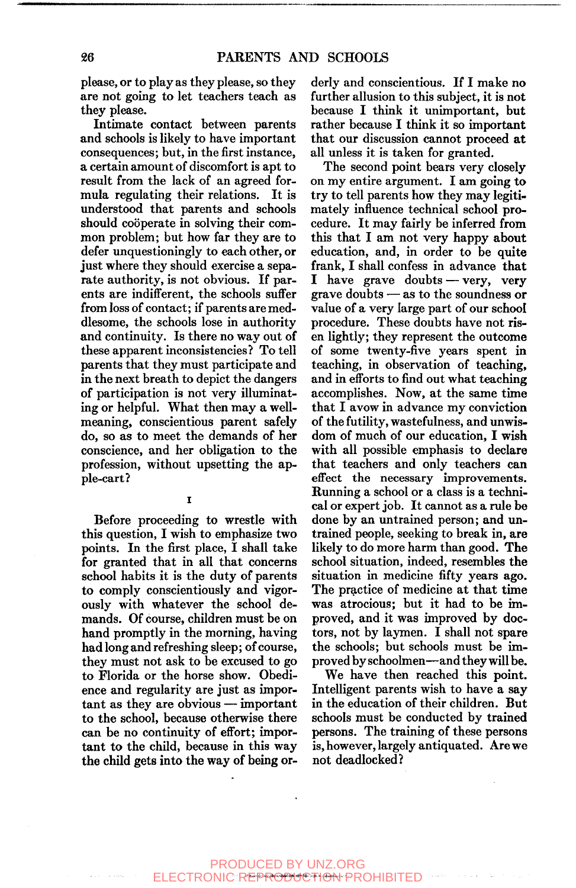please, or to play as they please, so they are not going to let teachers teach as they please.

Intimate contact between parents and schools is likely to have important consequences; but, in the first instance, a certain amount of discomfort is apt to result from the lack of an agreed formula regulating their relations. It is understood that parents and schools should coöperate in solving their common problem; but how far they are to defer unquestioningly to each other, or just where they should exercise a separate authority, is not obvious. If parents are indifferent, the schools suffer from loss of contact; if parents are meddlesome, the schools lose in authority and continuity. Is there no way out of these apparent inconsistencies? To tell parents that they must participate and in the next breath to depict the dangers of participation is not very illuminating or helpful. What then may a well-meaning, conscientious parent safely do, so as to meet the demands of her conscience, and her obligation to the profession, without upsetting the apple-cart?

## I

Before proceeding to wrestle with this question, I wish to emphasize two points. In the first place, I shall take for granted that in all that concerns school habits it is the duty of parents to comply conscientiously and vigorously with whatever the school demands. Of course, children must be on hand promptly in the morning, having had long and refreshing sleep; of course, they must not ask to be excused to go to Florida or the horse show. Obedience and regularity are just as important as they are obvious — important to the school, because otherwise there can be no continuity of effort; important to the child, because in this way the child gets into the way of being orderly and conscientious. If I make no further allusion to this subject, it is not because I think it unimportant, but rather because I think it so important that our discussion cannot proceed at all unless it is taken for granted.

The second point bears very closely on my entire argument. I am going to try to tell parents how they may legitimately influence technical school procedure. It may fairly be inferred from this that I am not very happy about education, and, in order to be quite frank, I shall confess in advance that I have grave doubts — very, very grave doubts — as to the soundness or value of a very large part of our school procedure. These doubts have not risen lightly; they represent the outcome of some twenty-five years spent in teaching, in observation of teaching, and in efforts to find out what teaching accomplishes. Now, at the same time that I avow in advance my conviction of the futility, wastefulness, and unwisdom of much of our education, I wish with all possible emphasis to declare that teachers and only teachers can effect the necessary improvements. Running a school or a class is a technical or expert job. It cannot as a rule be done by an untrained person; and untrained people, seeking to break in, are likely to do more harm than good. The school situation, indeed, resembles the situation in medicine fifty years ago. The practice of medicine at that time was atrocious; but it had to be improved, and it was improved by doctors, not by laymen. I shall not spare the schools; but schools must be improved by schoolmen—and they will be.

We have then reached this point. Intelligent parents wish to have a say in the education of their children. But schools must be conducted by trained persons. The training of these persons is, however, largely antiquated. Are we not deadlocked?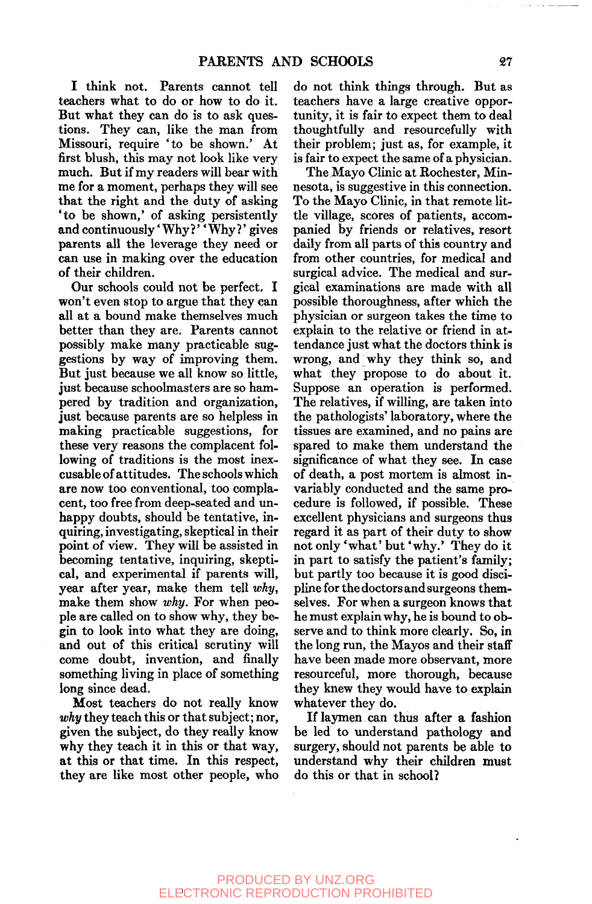I think not. Parents cannot tell teachers what to do or how to do it. But what they can do is to ask questions. They can, like the man from Missouri, require 'to be shown.' At first blush, this may not look like very much. But if my readers will bear with me for a moment, perhaps they will see that the right and the duty of asking 'to be shown,' of asking persistently and continuously 'Why?' 'Why?' gives parents all the leverage they need or can use in making over the education of their children.

Our schools could not be perfect. I won't even stop to argue that they can all at a bound make themselves much better than they are. Parents cannot possibly make many practicable suggestions by way of improving them. But just because we all know so little, just because schoolmasters are so hampered by tradition and organization, just because parents are so helpless in making practicable suggestions, for these very reasons the complacent following of traditions is the most inexcusable of attitudes. The schools which are now too conventional, too complacent, too free from deep-seated and unhappy doubts, should be tentative, inquiring, investigating, skeptical in their point of view. They will be assisted in becoming tentative, inquiring, skeptical, and experimental if parents will, year after year, make them tell *why*, make them show *why*. For when people are called on to show why, they begin to look into what they are doing, and out of this critical scrutiny will come doubt, invention, and finally something living in place of something long since dead.

Most teachers do not really know *why* they teach this or that subject; nor, given the subject, do they really know why they teach it in this or that way, at this or that time. In this respect, they are like most other people, who do not think things through. But as teachers have a large creative opportunity, it is fair to expect them to deal thoughtfully and resourcefully with their problem; just as, for example, it is fair to expect the same of a physician.

The Mayo Clinic at Rochester, Minnesota, is suggestive in this connection. To the Mayo Clinic, in that remote little village, scores of patients, accompanied by friends or relatives, resort daily from all parts of this country and from other countries, for medical and surgical advice. The medical and surgical examinations are made with all possible thoroughness, after which the physician or surgeon takes the time to explain to the relative or friend in attendance just what the doctors think is wrong, and why they think so, and what they propose to do about it. Suppose an operation is performed. The relatives, if willing, are taken into the pathologists' laboratory, where the tissues are examined, and no pains are spared to make them understand the significance of what they see. In case of death, a post mortem is almost invariably conducted and the same procedure is followed, if possible. These excellent physicians and surgeons thus regard it as part of their duty to show not only 'what' but 'why.' They do it in part to satisfy the patient's family; but partly too because it is good discipline for the doctors and surgeons themselves. For when a surgeon knows that he must explain why, he is bound to observe and to think more clearly. So, in the long run, the Mayos and their staff have been made more observant, more resourceful, more thorough, because they knew they would have to explain whatever they do.

If laymen can thus after a fashion be led to understand pathology and surgery, should not parents be able to understand why their children must do this or that in school?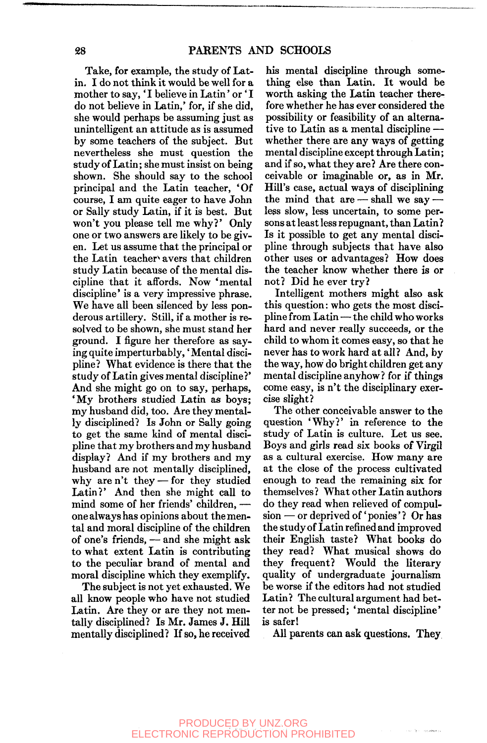Take, for example, the study of Latin. I do not think it would be well for a mother to say, 'I believe in Latin' or 'I do not believe in Latin,' for, if she did, she would perhaps be assuming just as unintelligent an attitude as is assumed by some teachers of the subject. But nevertheless she must question the study of Latin; she must insist on being shown. She should say to the school principal and the Latin teacher, 'Of course, I am quite eager to have John or Sally study Latin, if it is best. But won't you please tell me why?' Only one or two answers are likely to be given. Let us assume that the principal or the Latin teacher avers that children study Latin because of the mental discipline that it affords. Now 'mental discipline' is a very impressive phrase. We have all been silenced by less ponderous artillery. Still, if a mother is resolved to be shown, she must stand her ground. I figure her therefore as saying quite imperturbably, 'Mental discipline? What evidence is there that the study of Latin gives mental discipline?' And she might go on to say, perhaps, 'My brothers studied Latin as boys; my husband did, too. Are they mentally disciplined? Is John or Sally going to get the same kind of mental discipline that my brothers and my husband display? And if my brothers and my husband are not mentally disciplined, why are n't they — for they studied Latin?' And then she might call to mind some of her friends' children, — one always has opinions about the mental and moral discipline of the children of one's friends, — and she might ask to what extent Latin is contributing to the peculiar brand of mental and moral discipline which they exemplify.

The subject is not yet exhausted. We all know people who have not studied Latin. Are they or are they not mentally disciplined? Is Mr. James J. Hill mentally disciplined? If so, he received his mental discipline through something else than Latin. It would be worth asking the Latin teacher therefore whether he has ever considered the possibility or feasibility of an alternative to Latin as a mental discipline — whether there are any ways of getting mental discipline except through Latin; and if so, what they are? Are there conceivable or imaginable or, as in Mr. Hill's case, actual ways of disciplining the mind that are — shall we say — less slow, less uncertain, to some persons at least less repugnant, than Latin? Is it possible to get any mental discipline through subjects that have also other uses or advantages? How does the teacher know whether there is or not? Did he ever try?

Intelligent mothers might also ask this question: who gets the most discipline from Latin — the child who works hard and never really succeeds, or the child to whom it comes easy, so that he never has to work hard at all? And, by the way, how do bright children get any mental discipline anyhow? for if things come easy, is n't the disciplinary exercise slight?

The other conceivable answer to the question 'Why?' in reference to the study of Latin is culture. Let us see. Boys and girls read six books of Virgil as a cultural exercise. How many are at the close of the process cultivated enough to read the remaining six for themselves? What other Latin authors do they read when relieved of compulsion — or deprived of 'ponies'? Or has the study of Latin refined and improved their English taste? What books do they read? What musical shows do they frequent? Would the literary quality of undergraduate journalism be worse if the editors had not studied Latin? The cultural argument had better not be pressed; 'mental discipline' is safer!

All parents can ask questions. They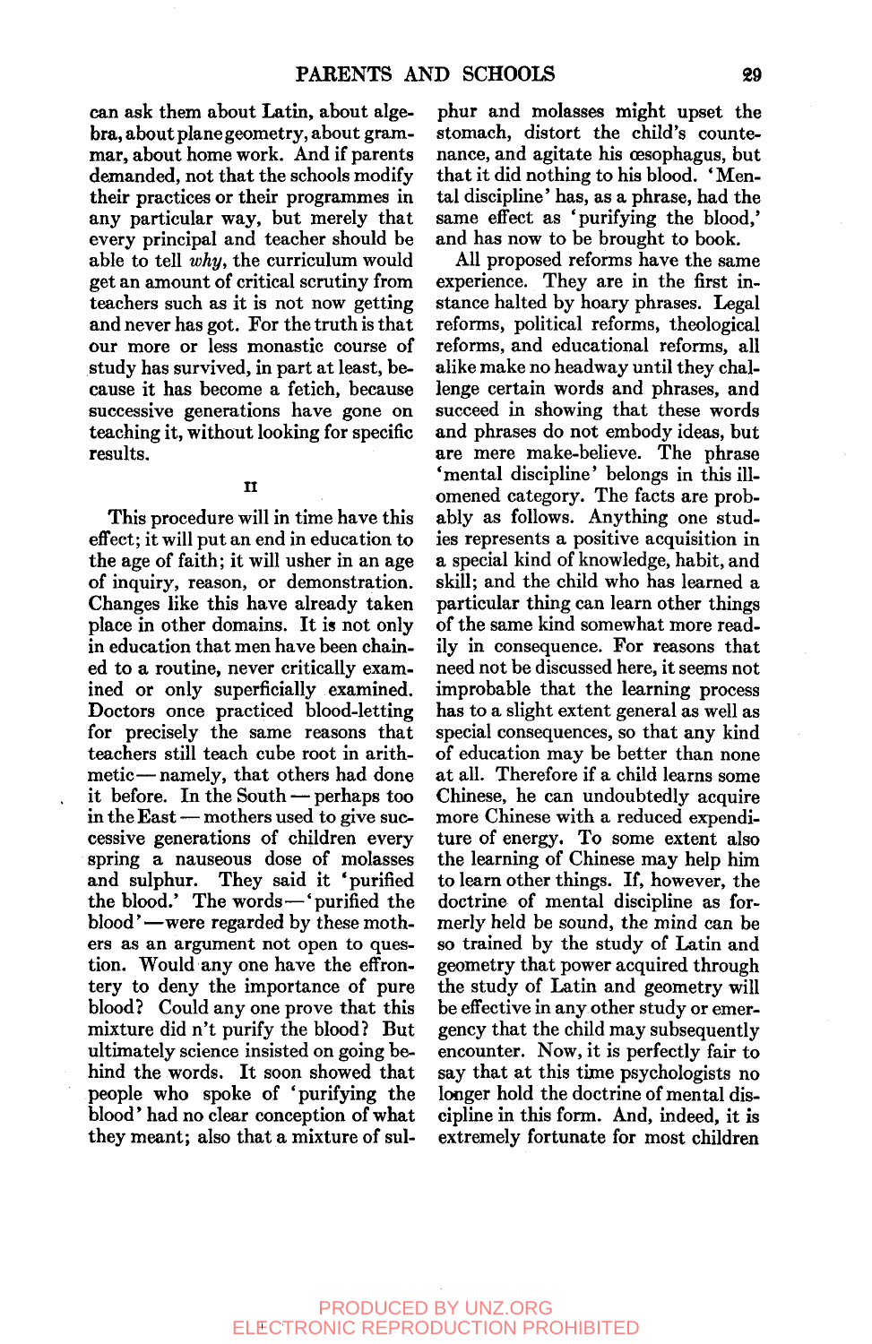can ask them about Latin, about algebra, about plane geometry, about grammar, about home work. And if parents demanded, not that the schools modify their practices or their programmes in any particular way, but merely that every principal and teacher should be able to tell *why*, the curriculum would get an amount of critical scrutiny from teachers such as it is not now getting and never has got. For the truth is that our more or less monastic course of study has survived, in part at least, because it has become a fetich, because successive generations have gone on teaching it, without looking for specific results.

## II

This procedure will in time have this effect; it will put an end in education to the age of faith; it will usher in an age of inquiry, reason, or demonstration. Changes like this have already taken place in other domains. It is not only in education that men have been chained to a routine, never critically examined or only superficially examined. Doctors once practiced blood-letting for precisely the same reasons that teachers still teach cube root in arithmetic — namely, that others had done it before. In the South — perhaps too in the East — mothers used to give successive generations of children every spring a nauseous dose of molasses and sulphur. They said it 'purified the blood.' The words — 'purified the blood' — were regarded by these mothers as an argument not open to question. Would any one have the effrontery to deny the importance of pure blood? Could any one prove that this mixture did n't purify the blood? But ultimately science insisted on going behind the words. It soon showed that people who spoke of 'purifying the blood' had no clear conception of what they meant; also that a mixture of sulphur and molasses might upset the stomach, distort the child's countenance, and agitate his œsophagus, but that it did nothing to his blood. 'Mental discipline' has, as a phrase, had the same effect as 'purifying the blood,' and has now to be brought to book.

All proposed reforms have the same experience. They are in the first instance halted by hoary phrases. Legal reforms, political reforms, theological reforms, and educational reforms, all alike make no headway until they challenge certain words and phrases, and succeed in showing that these words and phrases do not embody ideas, but are mere make-believe. The phrase 'mental discipline' belongs in this ill-omened category. The facts are probably as follows. Anything one studies represents a positive acquisition in a special kind of knowledge, habit, and skill; and the child who has learned a particular thing can learn other things of the same kind somewhat more readily in consequence. For reasons that need not be discussed here, it seems not improbable that the learning process has to a slight extent general as well as special consequences, so that any kind of education may be better than none at all. Therefore if a child learns some Chinese, he can undoubtedly acquire more Chinese with a reduced expenditure of energy. To some extent also the learning of Chinese may help him to learn other things. If, however, the doctrine of mental discipline as formerly held be sound, the mind can be so trained by the study of Latin and geometry that power acquired through the study of Latin and geometry will be effective in any other study or emergency that the child may subsequently encounter. Now, it is perfectly fair to say that at this time psychologists no longer hold the doctrine of mental discipline in this form. And, indeed, it is extremely fortunate for most children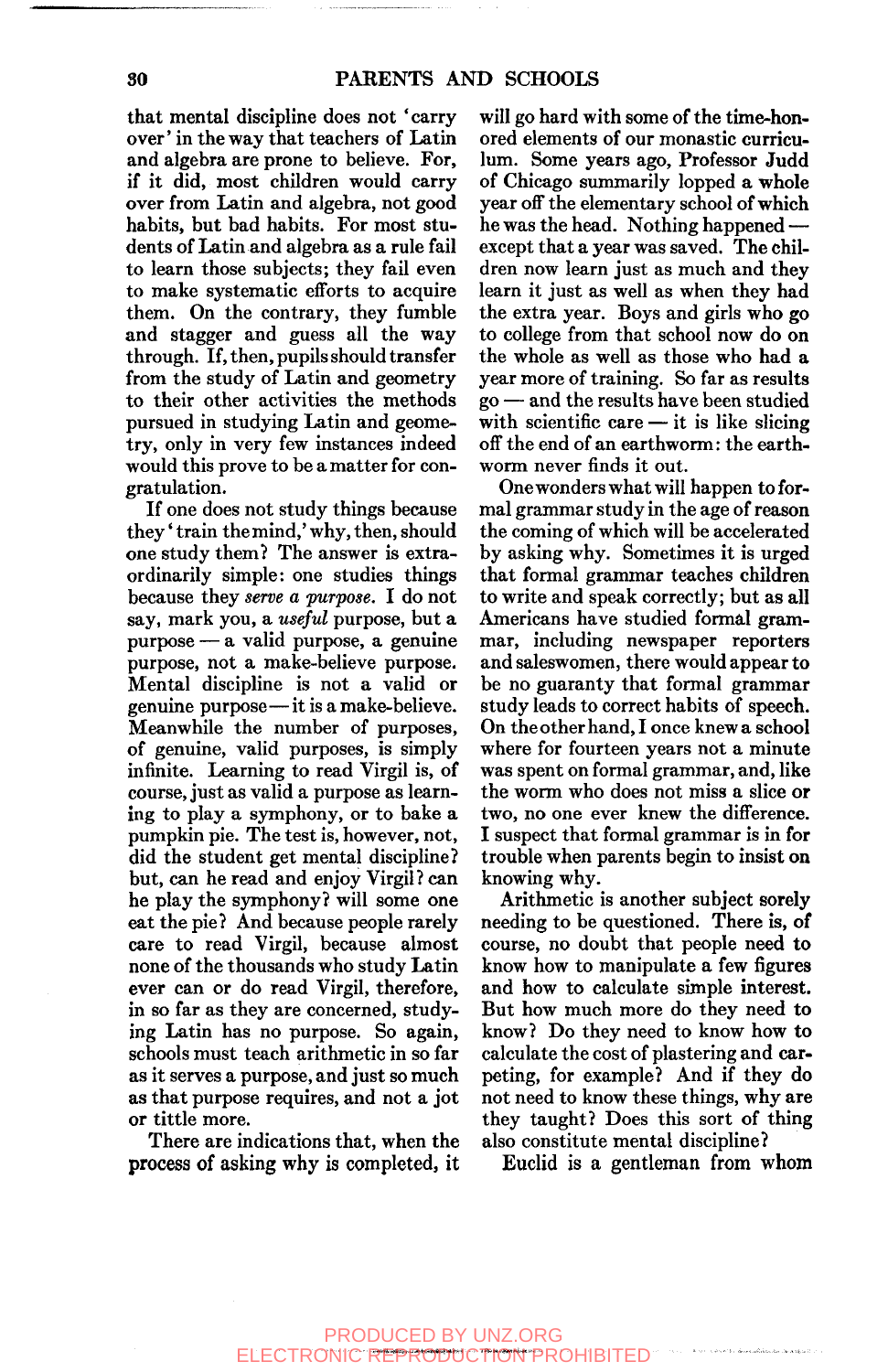that mental discipline does not 'carry over' in the way that teachers of Latin and algebra are prone to believe. For, if it did, most children would carry over from Latin and algebra, not good habits, but bad habits. For most students of Latin and algebra as a rule fail to learn those subjects; they fail even to make systematic efforts to acquire them. On the contrary, they fumble and stagger and guess all the way through. If, then, pupils should transfer from the study of Latin and geometry to their other activities the methods pursued in studying Latin and geometry, only in very few instances indeed would this prove to be a matter for congratulation.

If one does not study things because they 'train the mind,' why, then, should one study them? The answer is extraordinarily simple: one studies things because they *serve a purpose*. I do not say, mark you, a *useful* purpose, but a purpose — a valid purpose, a genuine purpose, not a make-believe purpose. Mental discipline is not a valid or genuine purpose — it is a make-believe. Meanwhile the number of purposes, of genuine, valid purposes, is simply infinite. Learning to read Virgil is, of course, just as valid a purpose as learning to play a symphony, or to bake a pumpkin pie. The test is, however, not, did the student get mental discipline? but, can he read and enjoy Virgil? can he play the symphony? will some one eat the pie? And because people rarely care to read Virgil, because almost none of the thousands who study Latin ever can or do read Virgil, therefore, in so far as they are concerned, studying Latin has no purpose. So again, schools must teach arithmetic in so far as it serves a purpose, and just so much as that purpose requires, and not a jot or tittle more.

There are indications that, when the process of asking why is completed, it will go hard with some of the time-honored elements of our monastic curriculum. Some years ago, Professor Judd of Chicago summarily lopped a whole year off the elementary school of which he was the head. Nothing happened — except that a year was saved. The children now learn just as much and they learn it just as well as when they had the extra year. Boys and girls who go to college from that school now do on the whole as well as those who had a year more of training. So far as results go — and the results have been studied with scientific care — it is like slicing off the end of an earthworm: the earthworm never finds it out.

One wonders what will happen to formal grammar study in the age of reason the coming of which will be accelerated by asking why. Sometimes it is urged that formal grammar teaches children to write and speak correctly; but as all Americans have studied formal grammar, including newspaper reporters and saleswomen, there would appear to be no guaranty that formal grammar study leads to correct habits of speech. On the other hand, I once knew a school where for fourteen years not a minute was spent on formal grammar, and, like the worm who does not miss a slice or two, no one ever knew the difference. I suspect that formal grammar is in for trouble when parents begin to insist on knowing why.

Arithmetic is another subject sorely needing to be questioned. There is, of course, no doubt that people need to know how to manipulate a few figures and how to calculate simple interest. But how much more do they need to know? Do they need to know how to calculate the cost of plastering and carpeting, for example? And if they do not need to know these things, why are they taught? Does this sort of thing also constitute mental discipline?

Euclid is a gentleman from whom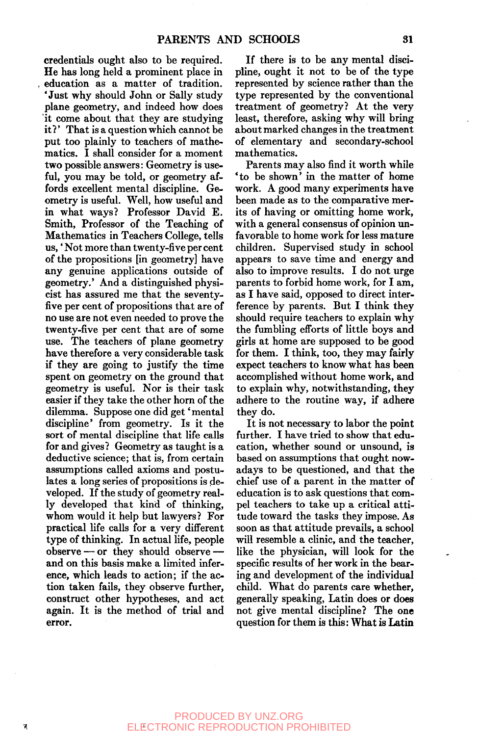credentials ought also to be required. He has long held a prominent place in education as a matter of tradition. 'Just why should John or Sally study plane geometry, and indeed how does it come about that they are studying it?' That is a question which cannot be put too plainly to teachers of mathematics. I shall consider for a moment two possible answers: Geometry is useful, you may be told, or geometry affords excellent mental discipline. Geometry is useful. Well, how useful and in what ways? Professor David E. Smith, Professor of the Teaching of Mathematics in Teachers College, tells us, 'Not more than twenty-five per cent of the propositions [in geometry] have any genuine applications outside of geometry.' And a distinguished physicist has assured me that the seventy-five per cent of propositions that are of no use are not even needed to prove the twenty-five per cent that are of some use. The teachers of plane geometry have therefore a very considerable task if they are going to justify the time spent on geometry on the ground that geometry is useful. Nor is their task easier if they take the other horn of the dilemma. Suppose one did get 'mental discipline' from geometry. Is it the sort of mental discipline that life calls for and gives? Geometry as taught is a deductive science; that is, from certain assumptions called axioms and postulates a long series of propositions is developed. If the study of geometry really developed that kind of thinking, whom would it help but lawyers? For practical life calls for a very different type of thinking. In actual life, people observe — or they should observe — and on this basis make a limited inference, which leads to action; if the action taken fails, they observe further, construct other hypotheses, and act again. It is the method of trial and error.

If there is to be any mental discipline, ought it not to be of the type represented by science rather than the type represented by the conventional treatment of geometry? At the very least, therefore, asking why will bring about marked changes in the treatment of elementary and secondary-school mathematics.

Parents may also find it worth while 'to be shown' in the matter of home work. A good many experiments have been made as to the comparative merits of having or omitting home work, with a general consensus of opinion unfavorable to home work for less mature children. Supervised study in school appears to save time and energy and also to improve results. I do not urge parents to forbid home work, for I am, as I have said, opposed to direct interference by parents. But I think they should require teachers to explain why the fumbling efforts of little boys and girls at home are supposed to be good for them. I think, too, they may fairly expect teachers to know what has been accomplished without home work, and to explain why, notwithstanding, they adhere to the routine way, if adhere they do.

It is not necessary to labor the point further. I have tried to show that education, whether sound or unsound, is based on assumptions that ought nowadays to be questioned, and that the chief use of a parent in the matter of education is to ask questions that compel teachers to take up a critical attitude toward the tasks they impose. As soon as that attitude prevails, a school will resemble a clinic, and the teacher, like the physician, will look for the specific results of her work in the bearing and development of the individual child. What do parents care whether, generally speaking, Latin does or does not give mental discipline? The one question for them is this: What is Latin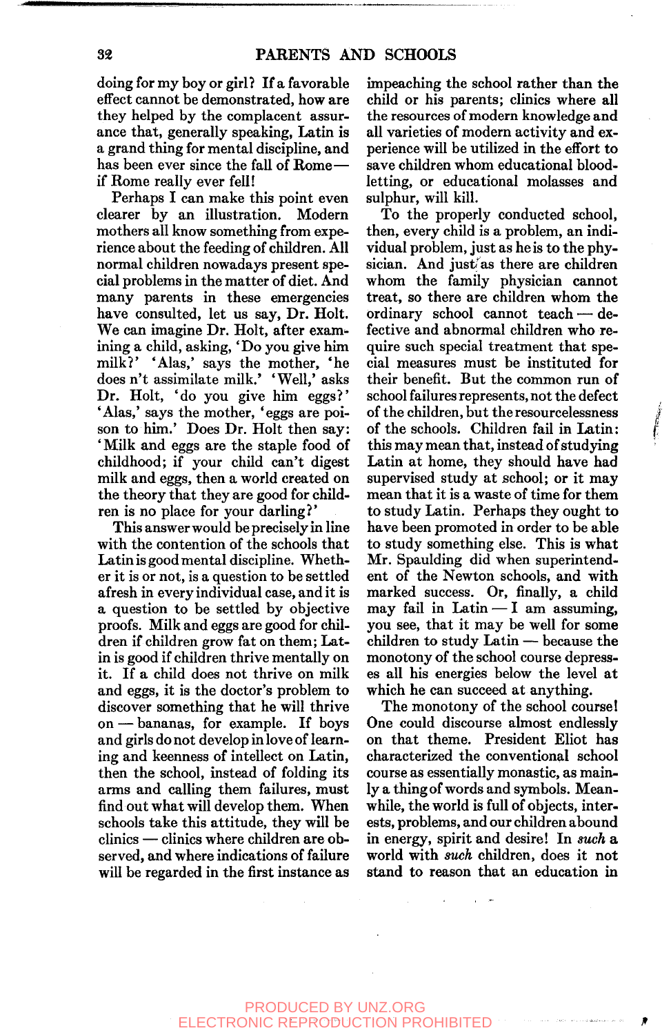doing for my boy or girl? If a favorable effect cannot be demonstrated, how are they helped by the complacent assurance that, generally speaking, Latin is a grand thing for mental discipline, and has been ever since the fall of Rome—if Rome really ever fell!

Perhaps I can make this point even clearer by an illustration. Modern mothers all know something from experience about the feeding of children. All normal children nowadays present special problems in the matter of diet. And many parents in these emergencies have consulted, let us say, Dr. Holt. We can imagine Dr. Holt, after examining a child, asking, 'Do you give him milk?' 'Alas,' says the mother, 'he does n't assimilate milk.' 'Well,' asks Dr. Holt, 'do you give him eggs?' 'Alas,' says the mother, 'eggs are poison to him.' Does Dr. Holt then say: 'Milk and eggs are the staple food of childhood; if your child can't digest milk and eggs, then a world created on the theory that they are good for children is no place for your darling?'

This answer would be precisely in line with the contention of the schools that Latin is good mental discipline. Whether it is or not, is a question to be settled afresh in every individual case, and it is a question to be settled by objective proofs. Milk and eggs are good for children if children grow fat on them; Latin is good if children thrive mentally on it. If a child does not thrive on milk and eggs, it is the doctor's problem to discover something that he will thrive on — bananas, for example. If boys and girls do not develop in love of learning and keenness of intellect on Latin, then the school, instead of folding its arms and calling them failures, must find out what will develop them. When schools take this attitude, they will be clinics — clinics where children are observed, and where indications of failure will be regarded in the first instance as impeaching the school rather than the child or his parents; clinics where all the resources of modern knowledge and all varieties of modern activity and experience will be utilized in the effort to save children whom educational blood-letting, or educational molasses and sulphur, will kill.

To the properly conducted school, then, every child is a problem, an individual problem, just as he is to the physician. And just as there are children whom the family physician cannot treat, so there are children whom the ordinary school cannot teach — defective and abnormal children who require such special treatment that special measures must be instituted for their benefit. But the common run of school failures represents, not the defect of the children, but the resourcelessness of the schools. Children fail in Latin: this may mean that, instead of studying Latin at home, they should have had supervised study at school; or it may mean that it is a waste of time for them to study Latin. Perhaps they ought to have been promoted in order to be able to study something else. This is what Mr. Spaulding did when superintendent of the Newton schools, and with marked success. Or, finally, a child may fail in Latin — I am assuming, you see, that it may be well for some children to study Latin — because the monotony of the school course depresses all his energies below the level at which he can succeed at anything.

The monotony of the school course! One could discourse almost endlessly on that theme. President Eliot has characterized the conventional school course as essentially monastic, as mainly a thing of words and symbols. Meanwhile, the world is full of objects, interests, problems, and our children abound in energy, spirit and desire! In *such* a world with *such* children, does it not stand to reason that an education in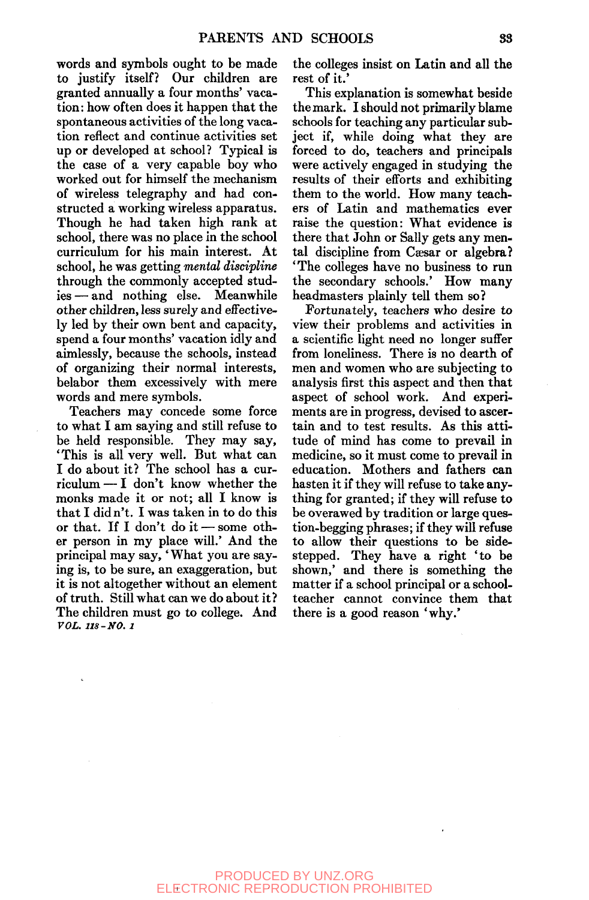words and symbols ought to be made to justify itself? Our children are granted annually a four months' vacation: how often does it happen that the spontaneous activities of the long vacation reflect and continue activities set up or developed at school? Typical is the case of a very capable boy who worked out for himself the mechanism of wireless telegraphy and had constructed a working wireless apparatus. Though he had taken high rank at school, there was no place in the school curriculum for his main interest. At school, he was getting *mental discipline* through the commonly accepted studies — and nothing else. Meanwhile other children, less surely and effectively led by their own bent and capacity, spend a four months' vacation idly and aimlessly, because the schools, instead of organizing their normal interests, belabor them excessively with mere words and mere symbols.

Teachers may concede some force to what I am saying and still refuse to be held responsible. They may say, 'This is all very well. But what can I do about it? The school has a curriculum — I don't know whether the monks made it or not; all I know is that I didn't. I was taken in to do this or that. If I don't do it — some other person in my place will.' And the principal may say, 'What you are saying is, to be sure, an exaggeration, but it is not altogether without an element of truth. Still what can we do about it? The children must go to college. And the colleges insist on Latin and all the rest of it.'

This explanation is somewhat beside the mark. I should not primarily blame schools for teaching any particular subject if, while doing what they are forced to do, teachers and principals were actively engaged in studying the results of their efforts and exhibiting them to the world. How many teachers of Latin and mathematics ever raise the question: What evidence is there that John or Sally gets any mental discipline from Cæsar or algebra? 'The colleges have no business to run the secondary schools.' How many headmasters plainly tell them so?

Fortunately, teachers who desire to view their problems and activities in a scientific light need no longer suffer from loneliness. There is no dearth of men and women who are subjecting to analysis first this aspect and then that aspect of school work. And experiments are in progress, devised to ascertain and to test results. As this attitude of mind has come to prevail in medicine, so it must come to prevail in education. Mothers and fathers can hasten it if they will refuse to take anything for granted; if they will refuse to be overawed by tradition or large question-begging phrases; if they will refuse to allow their questions to be sidestepped. They have a right 'to be shown,' and there is something the matter if a school principal or a schoolteacher cannot convince them that there is a good reason 'why.'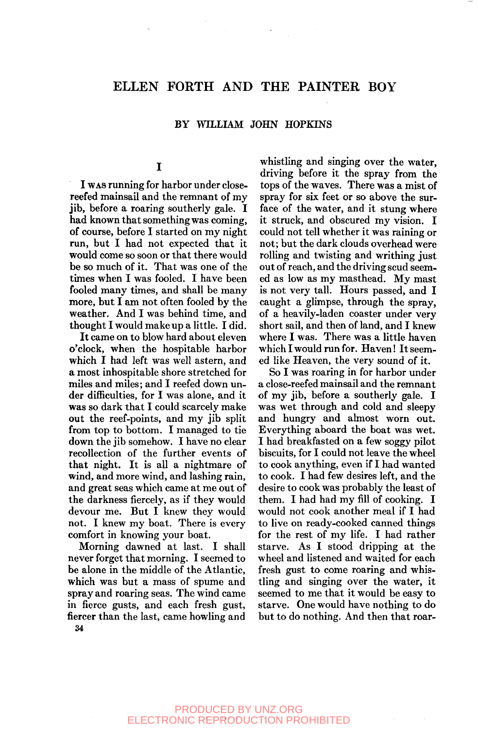# ELLEN FORTH AND THE PAINTER BOY

## BY WILLIAM JOHN HOPKINS

### I

I WAS running for harbor under close-reefed mainsail and the remnant of my jib, before a roaring southerly gale. I had known that something was coming, of course, before I started on my night run, but I had not expected that it would come so soon or that there would be so much of it. That was one of the times when I was fooled. I have been fooled many times, and shall be many more, but I am not often fooled by the weather. And I was behind time, and thought I would make up a little. I did.

It came on to blow hard about eleven o'clock, when the hospitable harbor which I had left was well astern, and a most inhospitable shore stretched for miles and miles; and I reefed down under difficulties, for I was alone, and it was so dark that I could scarcely make out the reef-points, and my jib split from top to bottom. I managed to tie down the jib somehow. I have no clear recollection of the further events of that night. It is all a nightmare of wind, and more wind, and lashing rain, and great seas which came at me out of the darkness fiercely, as if they would devour me. But I knew they would not. I knew my boat. There is every comfort in knowing your boat.

Morning dawned at last. I shall never forget that morning. I seemed to be alone in the middle of the Atlantic, which was but a mass of spume and spray and roaring seas. The wind came in fierce gusts, and each fresh gust, fiercer than the last, came howling and whistling and singing over the water, driving before it the spray from the tops of the waves. There was a mist of spray for six feet or so above the surface of the water, and it stung where it struck, and obscured my vision. I could not tell whether it was raining or not; but the dark clouds overhead were rolling and twisting and writhing just out of reach, and the driving scud seemed as low as my masthead. My mast is not very tall. Hours passed, and I caught a glimpse, through the spray, of a heavily-laden coaster under very short sail, and then of land, and I knew where I was. There was a little haven which I would run for. Haven! It seemed like Heaven, the very sound of it.

So I was roaring in for harbor under a close-reefed mainsail and the remnant of my jib, before a southerly gale. I was wet through and cold and sleepy and hungry and almost worn out. Everything aboard the boat was wet. I had breakfasted on a few soggy pilot biscuits, for I could not leave the wheel to cook anything, even if I had wanted to cook. I had few desires left, and the desire to cook was probably the least of them. I had had my fill of cooking. I would not cook another meal if I had to live on ready-cooked canned things for the rest of my life. I had rather starve. As I stood dripping at the wheel and listened and waited for each fresh gust to come roaring and whistling and singing over the water, it seemed to me that it would be easy to starve. One would have nothing to do but to do nothing. And then that roar-